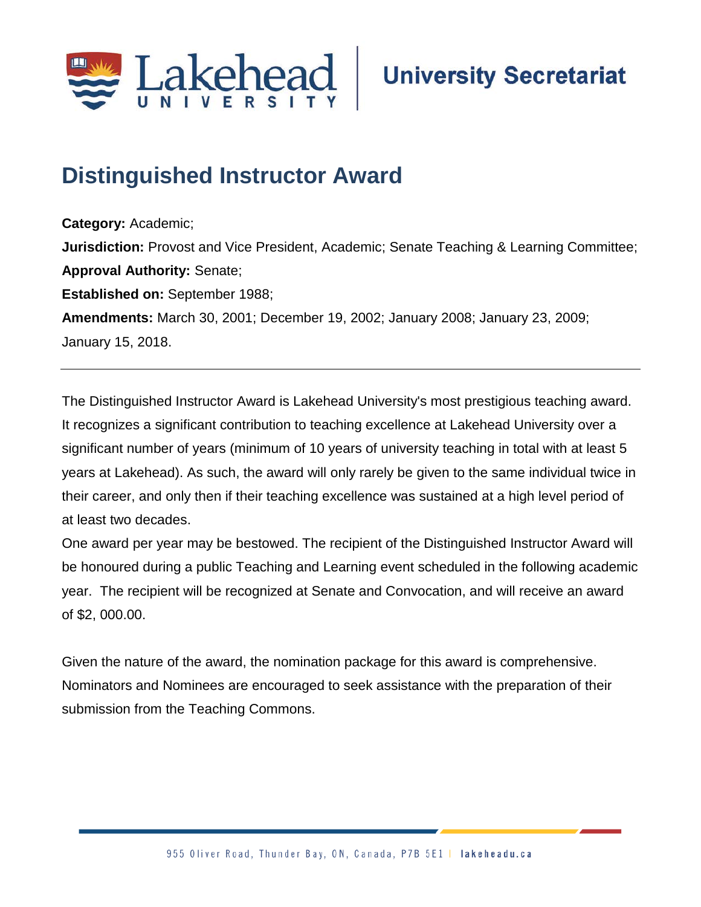Lakehead University | University Secretariat

# Distinguished Instructor Award

**Category:** Academic;
**Jurisdiction:** Provost and Vice President, Academic; Senate Teaching & Learning Committee;
**Approval Authority:** Senate;
**Established on:** September 1988;
**Amendments:** March 30, 2001; December 19, 2002; January 2008; January 23, 2009; January 15, 2018.

---

The Distinguished Instructor Award is Lakehead University's most prestigious teaching award. It recognizes a significant contribution to teaching excellence at Lakehead University over a significant number of years (minimum of 10 years of university teaching in total with at least 5 years at Lakehead). As such, the award will only rarely be given to the same individual twice in their career, and only then if their teaching excellence was sustained at a high level period of at least two decades.
One award per year may be bestowed. The recipient of the Distinguished Instructor Award will be honoured during a public Teaching and Learning event scheduled in the following academic year. The recipient will be recognized at Senate and Convocation, and will receive an award of $2, 000.00.

Given the nature of the award, the nomination package for this award is comprehensive. Nominators and Nominees are encouraged to seek assistance with the preparation of their submission from the Teaching Commons.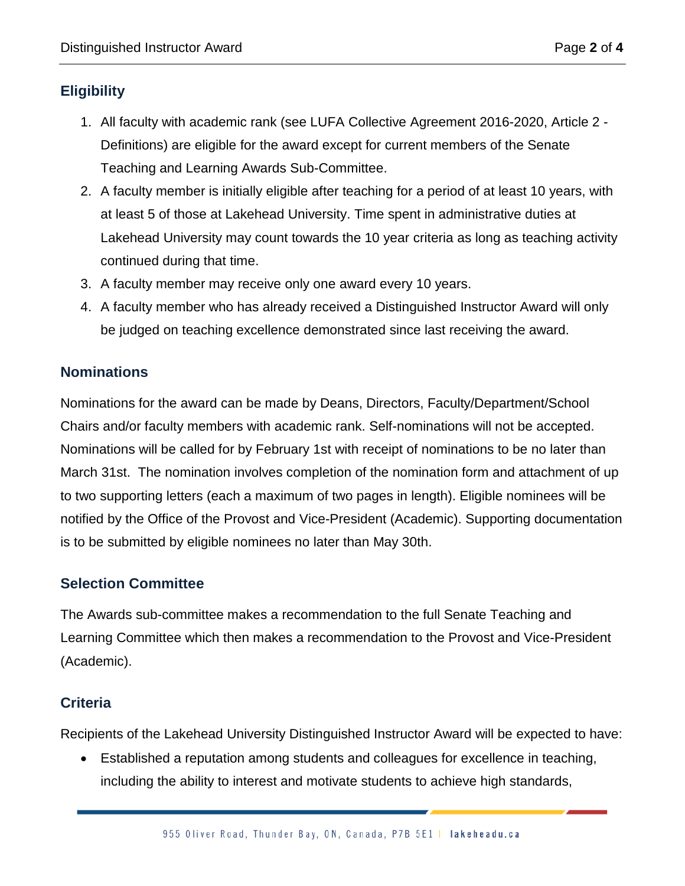## Eligibility

1. All faculty with academic rank (see LUFA Collective Agreement 2016-2020, Article 2 - Definitions) are eligible for the award except for current members of the Senate Teaching and Learning Awards Sub-Committee.
2. A faculty member is initially eligible after teaching for a period of at least 10 years, with at least 5 of those at Lakehead University. Time spent in administrative duties at Lakehead University may count towards the 10 year criteria as long as teaching activity continued during that time.
3. A faculty member may receive only one award every 10 years.
4. A faculty member who has already received a Distinguished Instructor Award will only be judged on teaching excellence demonstrated since last receiving the award.

## Nominations

Nominations for the award can be made by Deans, Directors, Faculty/Department/School Chairs and/or faculty members with academic rank. Self-nominations will not be accepted. Nominations will be called for by February 1st with receipt of nominations to be no later than March 31st. The nomination involves completion of the nomination form and attachment of up to two supporting letters (each a maximum of two pages in length). Eligible nominees will be notified by the Office of the Provost and Vice-President (Academic). Supporting documentation is to be submitted by eligible nominees no later than May 30th.

## Selection Committee

The Awards sub-committee makes a recommendation to the full Senate Teaching and Learning Committee which then makes a recommendation to the Provost and Vice-President (Academic).

## Criteria

Recipients of the Lakehead University Distinguished Instructor Award will be expected to have:

- Established a reputation among students and colleagues for excellence in teaching, including the ability to interest and motivate students to achieve high standards,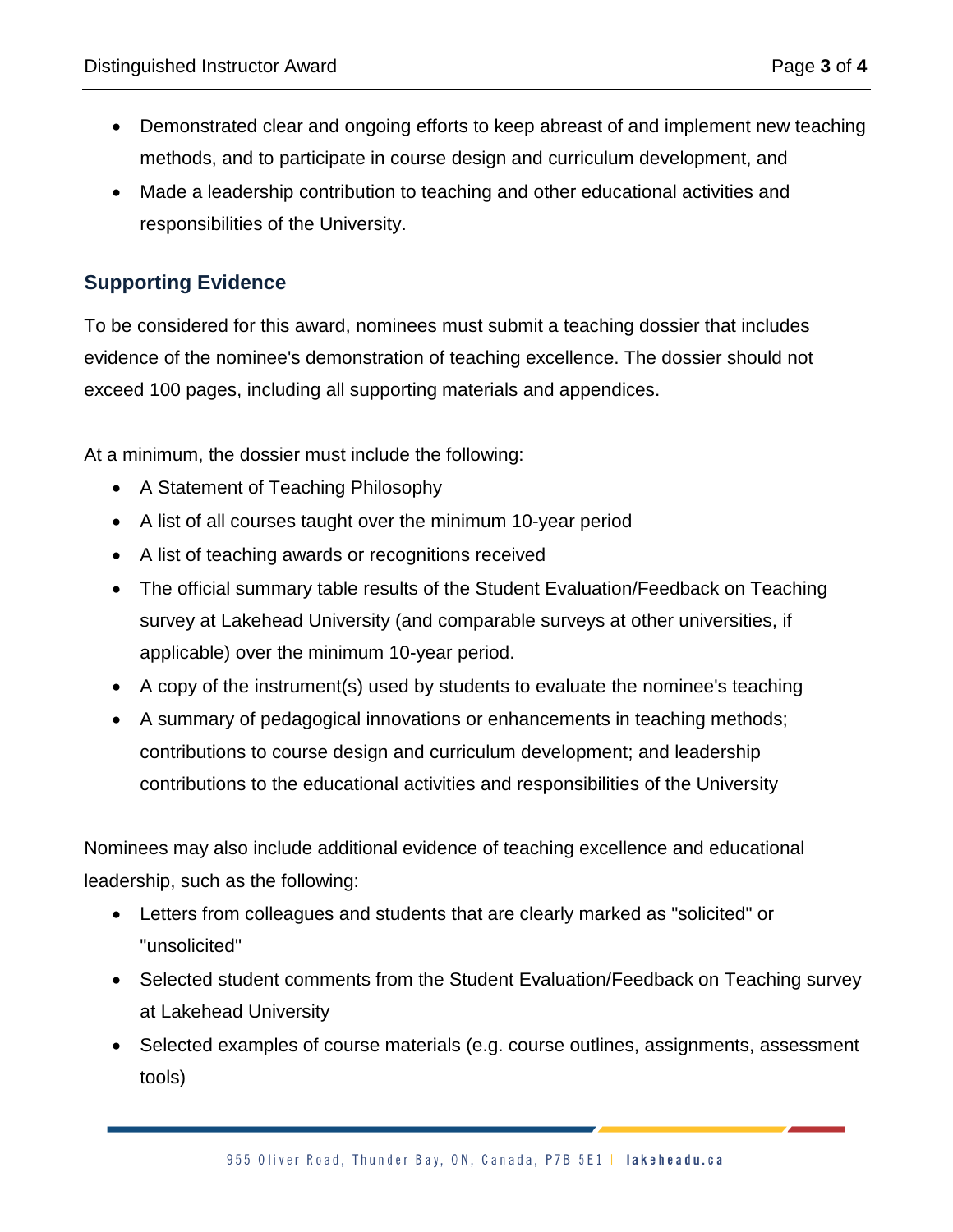- Demonstrated clear and ongoing efforts to keep abreast of and implement new teaching methods, and to participate in course design and curriculum development, and
- Made a leadership contribution to teaching and other educational activities and responsibilities of the University.

## Supporting Evidence

To be considered for this award, nominees must submit a teaching dossier that includes evidence of the nominee's demonstration of teaching excellence. The dossier should not exceed 100 pages, including all supporting materials and appendices.

At a minimum, the dossier must include the following:

- A Statement of Teaching Philosophy
- A list of all courses taught over the minimum 10-year period
- A list of teaching awards or recognitions received
- The official summary table results of the Student Evaluation/Feedback on Teaching survey at Lakehead University (and comparable surveys at other universities, if applicable) over the minimum 10-year period.
- A copy of the instrument(s) used by students to evaluate the nominee's teaching
- A summary of pedagogical innovations or enhancements in teaching methods; contributions to course design and curriculum development; and leadership contributions to the educational activities and responsibilities of the University

Nominees may also include additional evidence of teaching excellence and educational leadership, such as the following:

- Letters from colleagues and students that are clearly marked as "solicited" or "unsolicited"
- Selected student comments from the Student Evaluation/Feedback on Teaching survey at Lakehead University
- Selected examples of course materials (e.g. course outlines, assignments, assessment tools)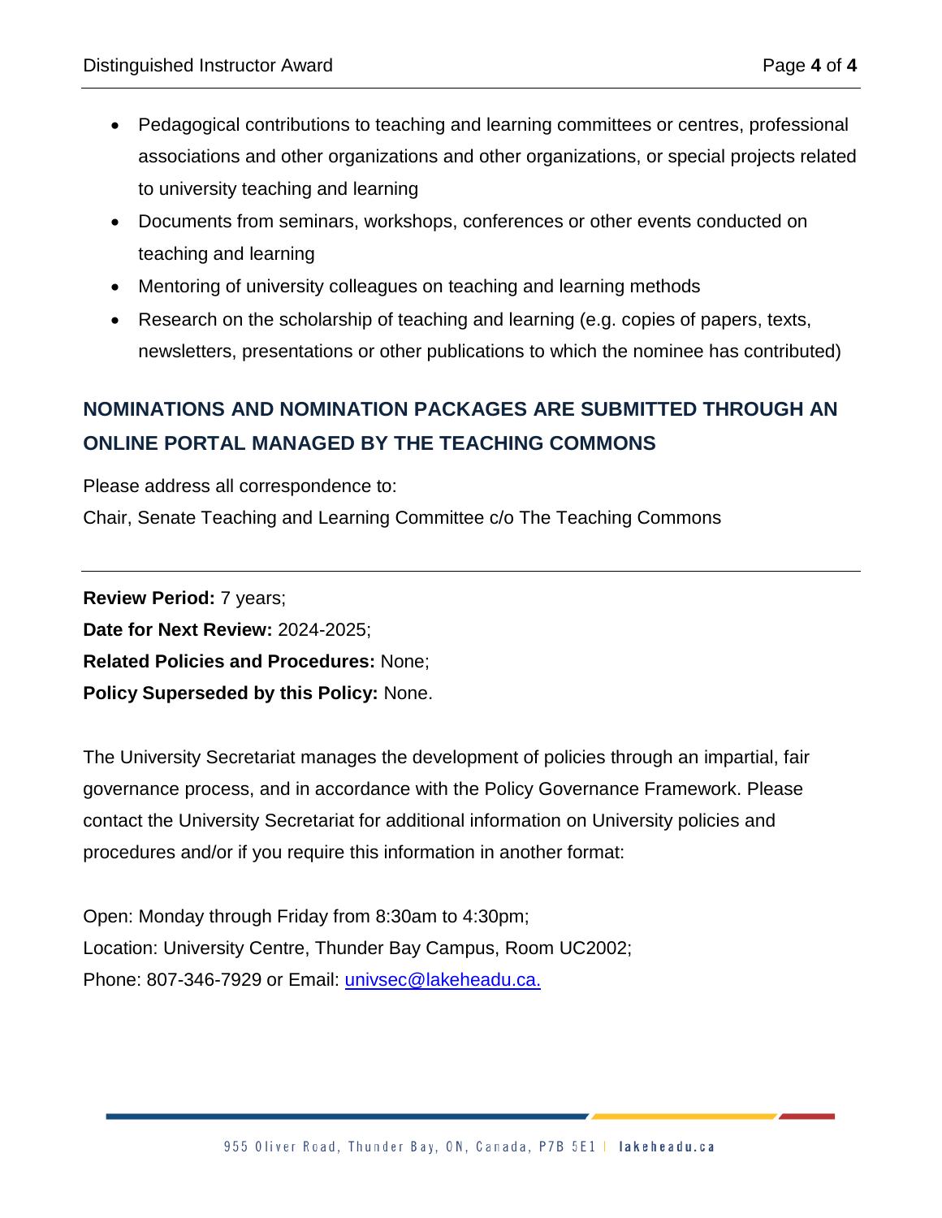- Pedagogical contributions to teaching and learning committees or centres, professional associations and other organizations and other organizations, or special projects related to university teaching and learning
- Documents from seminars, workshops, conferences or other events conducted on teaching and learning
- Mentoring of university colleagues on teaching and learning methods
- Research on the scholarship of teaching and learning (e.g. copies of papers, texts, newsletters, presentations or other publications to which the nominee has contributed)

## NOMINATIONS AND NOMINATION PACKAGES ARE SUBMITTED THROUGH AN ONLINE PORTAL MANAGED BY THE TEACHING COMMONS

Please address all correspondence to:
Chair, Senate Teaching and Learning Committee c/o The Teaching Commons

---

**Review Period:** 7 years;
**Date for Next Review:** 2024-2025;
**Related Policies and Procedures:** None;
**Policy Superseded by this Policy:** None.

The University Secretariat manages the development of policies through an impartial, fair governance process, and in accordance with the Policy Governance Framework. Please contact the University Secretariat for additional information on University policies and procedures and/or if you require this information in another format:

Open: Monday through Friday from 8:30am to 4:30pm;
Location: University Centre, Thunder Bay Campus, Room UC2002;
Phone: 807-346-7929 or Email: univsec@lakeheadu.ca.